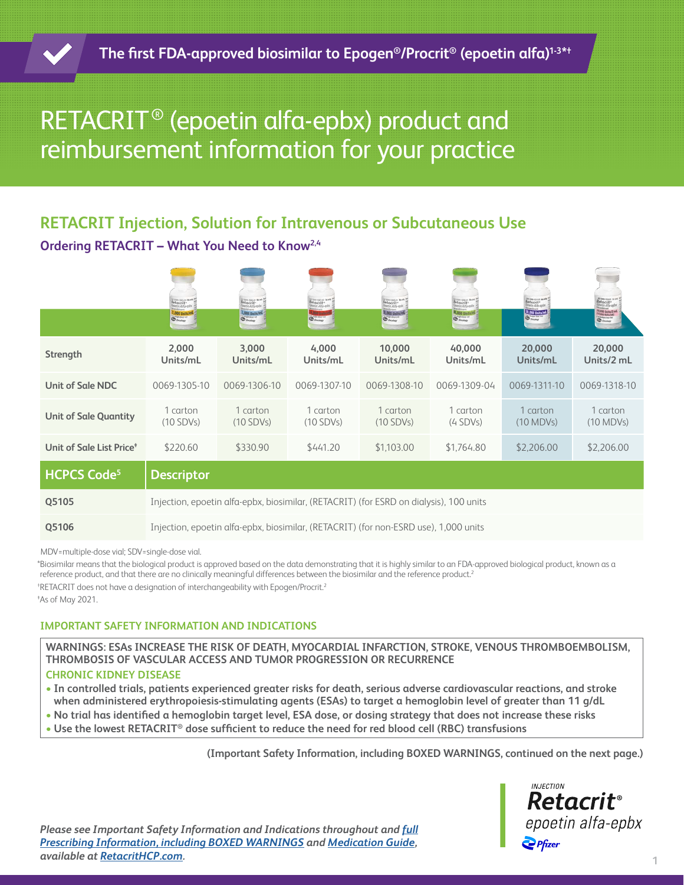The first FDA-approved biosimilar to Epogen®/Procrit® (epoetin alfa)[1-3*†]

# RETACRIT® (epoetin alfa-epbx) product and reimbursement information for your practice

## RETACRIT Injection, Solution for Intravenous or Subcutaneous Use

### Ordering RETACRIT – What You Need to Know[2,4]

| | | | | | | | |
|---|---|---|---|---|---|---|---|
| **Strength** | 2,000 Units/mL | 3,000 Units/mL | 4,000 Units/mL | 10,000 Units/mL | 40,000 Units/mL | 20,000 Units/mL | 20,000 Units/2 mL |
| **Unit of Sale NDC** | 0069-1305-10 | 0069-1306-10 | 0069-1307-10 | 0069-1308-10 | 0069-1309-04 | 0069-1311-10 | 0069-1318-10 |
| **Unit of Sale Quantity** | 1 carton (10 SDVs) | 1 carton (10 SDVs) | 1 carton (10 SDVs) | 1 carton (10 SDVs) | 1 carton (4 SDVs) | 1 carton (10 MDVs) | 1 carton (10 MDVs) |
| **Unit of Sale List Price‡** | $220.60 | $330.90 | $441.20 | $1,103.00 | $1,764.80 | $2,206.00 | $2,206.00 |

| HCPCS Code[5] | Descriptor |
|---|---|
| Q5105 | Injection, epoetin alfa-epbx, biosimilar, (RETACRIT) (for ESRD on dialysis), 100 units |
| Q5106 | Injection, epoetin alfa-epbx, biosimilar, (RETACRIT) (for non-ESRD use), 1,000 units |

MDV=multiple-dose vial; SDV=single-dose vial.

*Biosimilar means that the biological product is approved based on the data demonstrating that it is highly similar to an FDA-approved biological product, known as a reference product, and that there are no clinically meaningful differences between the biosimilar and the reference product.[2]

†RETACRIT does not have a designation of interchangeability with Epogen/Procrit.[2]

‡As of May 2021.

### IMPORTANT SAFETY INFORMATION AND INDICATIONS

**WARNINGS: ESAs INCREASE THE RISK OF DEATH, MYOCARDIAL INFARCTION, STROKE, VENOUS THROMBOEMBOLISM, THROMBOSIS OF VASCULAR ACCESS AND TUMOR PROGRESSION OR RECURRENCE**

**CHRONIC KIDNEY DISEASE**

- **In controlled trials, patients experienced greater risks for death, serious adverse cardiovascular reactions, and stroke when administered erythropoiesis-stimulating agents (ESAs) to target a hemoglobin level of greater than 11 g/dL**
- **No trial has identified a hemoglobin target level, ESA dose, or dosing strategy that does not increase these risks**
- **Use the lowest RETACRIT® dose sufficient to reduce the need for red blood cell (RBC) transfusions**

**(Important Safety Information, including BOXED WARNINGS, continued on the next page.)**

***Please see Important Safety Information and Indications throughout and full Prescribing Information, including BOXED WARNINGS and Medication Guide, available at RetacritHCP.com.***

INJECTION Retacrit® epoetin alfa-epbx Pfizer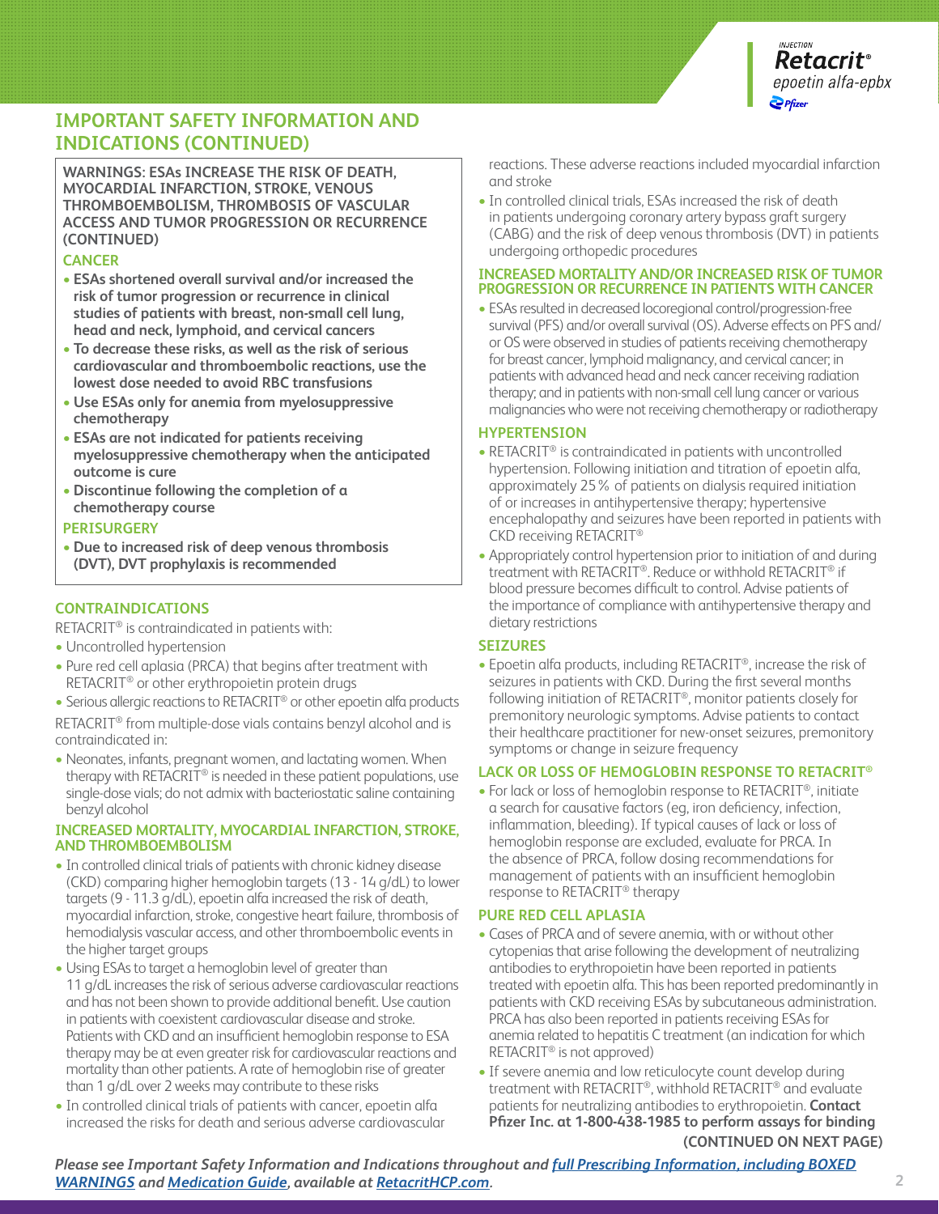## IMPORTANT SAFETY INFORMATION AND INDICATIONS (CONTINUED)

**WARNINGS: ESAs INCREASE THE RISK OF DEATH, MYOCARDIAL INFARCTION, STROKE, VENOUS THROMBOEMBOLISM, THROMBOSIS OF VASCULAR ACCESS AND TUMOR PROGRESSION OR RECURRENCE (CONTINUED)**

**CANCER**

- **ESAs shortened overall survival and/or increased the risk of tumor progression or recurrence in clinical studies of patients with breast, non-small cell lung, head and neck, lymphoid, and cervical cancers**
- **To decrease these risks, as well as the risk of serious cardiovascular and thromboembolic reactions, use the lowest dose needed to avoid RBC transfusions**
- **Use ESAs only for anemia from myelosuppressive chemotherapy**
- **ESAs are not indicated for patients receiving myelosuppressive chemotherapy when the anticipated outcome is cure**
- **Discontinue following the completion of a chemotherapy course**

**PERISURGERY**

- **Due to increased risk of deep venous thrombosis (DVT), DVT prophylaxis is recommended**

### CONTRAINDICATIONS

RETACRIT® is contraindicated in patients with:

- Uncontrolled hypertension
- Pure red cell aplasia (PRCA) that begins after treatment with RETACRIT® or other erythropoietin protein drugs
- Serious allergic reactions to RETACRIT® or other epoetin alfa products

RETACRIT® from multiple-dose vials contains benzyl alcohol and is contraindicated in:

- Neonates, infants, pregnant women, and lactating women. When therapy with RETACRIT® is needed in these patient populations, use single-dose vials; do not admix with bacteriostatic saline containing benzyl alcohol

### INCREASED MORTALITY, MYOCARDIAL INFARCTION, STROKE, AND THROMBOEMBOLISM

- In controlled clinical trials of patients with chronic kidney disease (CKD) comparing higher hemoglobin targets (13 - 14 g/dL) to lower targets (9 - 11.3 g/dL), epoetin alfa increased the risk of death, myocardial infarction, stroke, congestive heart failure, thrombosis of hemodialysis vascular access, and other thromboembolic events in the higher target groups
- Using ESAs to target a hemoglobin level of greater than 11 g/dL increases the risk of serious adverse cardiovascular reactions and has not been shown to provide additional benefit. Use caution in patients with coexistent cardiovascular disease and stroke. Patients with CKD and an insufficient hemoglobin response to ESA therapy may be at even greater risk for cardiovascular reactions and mortality than other patients. A rate of hemoglobin rise of greater than 1 g/dL over 2 weeks may contribute to these risks
- In controlled clinical trials of patients with cancer, epoetin alfa increased the risks for death and serious adverse cardiovascular reactions. These adverse reactions included myocardial infarction and stroke
- In controlled clinical trials, ESAs increased the risk of death in patients undergoing coronary artery bypass graft surgery (CABG) and the risk of deep venous thrombosis (DVT) in patients undergoing orthopedic procedures

### INCREASED MORTALITY AND/OR INCREASED RISK OF TUMOR PROGRESSION OR RECURRENCE IN PATIENTS WITH CANCER

- ESAs resulted in decreased locoregional control/progression-free survival (PFS) and/or overall survival (OS). Adverse effects on PFS and/or OS were observed in studies of patients receiving chemotherapy for breast cancer, lymphoid malignancy, and cervical cancer; in patients with advanced head and neck cancer receiving radiation therapy; and in patients with non-small cell lung cancer or various malignancies who were not receiving chemotherapy or radiotherapy

### HYPERTENSION

- RETACRIT® is contraindicated in patients with uncontrolled hypertension. Following initiation and titration of epoetin alfa, approximately 25% of patients on dialysis required initiation of or increases in antihypertensive therapy; hypertensive encephalopathy and seizures have been reported in patients with CKD receiving RETACRIT®
- Appropriately control hypertension prior to initiation of and during treatment with RETACRIT®. Reduce or withhold RETACRIT® if blood pressure becomes difficult to control. Advise patients of the importance of compliance with antihypertensive therapy and dietary restrictions

### SEIZURES

- Epoetin alfa products, including RETACRIT®, increase the risk of seizures in patients with CKD. During the first several months following initiation of RETACRIT®, monitor patients closely for premonitory neurologic symptoms. Advise patients to contact their healthcare practitioner for new-onset seizures, premonitory symptoms or change in seizure frequency

### LACK OR LOSS OF HEMOGLOBIN RESPONSE TO RETACRIT®

- For lack or loss of hemoglobin response to RETACRIT®, initiate a search for causative factors (eg, iron deficiency, infection, inflammation, bleeding). If typical causes of lack or loss of hemoglobin response are excluded, evaluate for PRCA. In the absence of PRCA, follow dosing recommendations for management of patients with an insufficient hemoglobin response to RETACRIT® therapy

### PURE RED CELL APLASIA

- Cases of PRCA and of severe anemia, with or without other cytopenias that arise following the development of neutralizing antibodies to erythropoietin have been reported in patients treated with epoetin alfa. This has been reported predominantly in patients with CKD receiving ESAs by subcutaneous administration. PRCA has also been reported in patients receiving ESAs for anemia related to hepatitis C treatment (an indication for which RETACRIT® is not approved)
- If severe anemia and low reticulocyte count develop during treatment with RETACRIT®, withhold RETACRIT® and evaluate patients for neutralizing antibodies to erythropoietin. **Contact Pfizer Inc. at 1-800-438-1985 to perform assays for binding**

**(CONTINUED ON NEXT PAGE)**

***Please see Important Safety Information and Indications throughout and full Prescribing Information, including BOXED WARNINGS and Medication Guide, available at RetacritHCP.com.***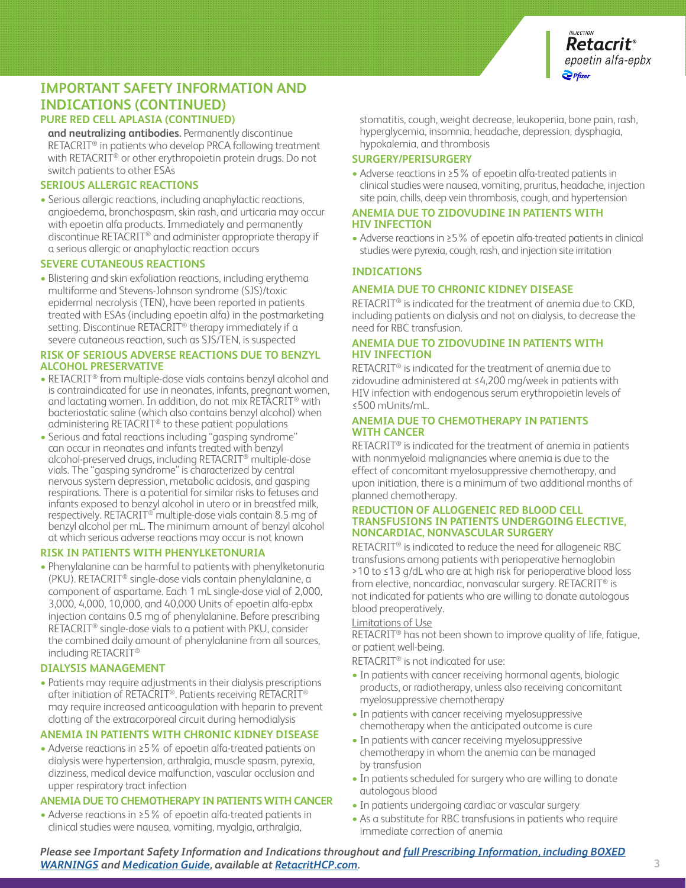## IMPORTANT SAFETY INFORMATION AND INDICATIONS (CONTINUED)

### PURE RED CELL APLASIA (CONTINUED)

**and neutralizing antibodies.** Permanently discontinue RETACRIT® in patients who develop PRCA following treatment with RETACRIT® or other erythropoietin protein drugs. Do not switch patients to other ESAs

### SERIOUS ALLERGIC REACTIONS

- Serious allergic reactions, including anaphylactic reactions, angioedema, bronchospasm, skin rash, and urticaria may occur with epoetin alfa products. Immediately and permanently discontinue RETACRIT® and administer appropriate therapy if a serious allergic or anaphylactic reaction occurs

### SEVERE CUTANEOUS REACTIONS

- Blistering and skin exfoliation reactions, including erythema multiforme and Stevens-Johnson syndrome (SJS)/toxic epidermal necrolysis (TEN), have been reported in patients treated with ESAs (including epoetin alfa) in the postmarketing setting. Discontinue RETACRIT® therapy immediately if a severe cutaneous reaction, such as SJS/TEN, is suspected

### RISK OF SERIOUS ADVERSE REACTIONS DUE TO BENZYL ALCOHOL PRESERVATIVE

- RETACRIT® from multiple-dose vials contains benzyl alcohol and is contraindicated for use in neonates, infants, pregnant women, and lactating women. In addition, do not mix RETACRIT® with bacteriostatic saline (which also contains benzyl alcohol) when administering RETACRIT® to these patient populations
- Serious and fatal reactions including "gasping syndrome" can occur in neonates and infants treated with benzyl alcohol-preserved drugs, including RETACRIT® multiple-dose vials. The "gasping syndrome" is characterized by central nervous system depression, metabolic acidosis, and gasping respirations. There is a potential for similar risks to fetuses and infants exposed to benzyl alcohol in utero or in breastfed milk, respectively. RETACRIT® multiple-dose vials contain 8.5 mg of benzyl alcohol per mL. The minimum amount of benzyl alcohol at which serious adverse reactions may occur is not known

### RISK IN PATIENTS WITH PHENYLKETONURIA

- Phenylalanine can be harmful to patients with phenylketonuria (PKU). RETACRIT® single-dose vials contain phenylalanine, a component of aspartame. Each 1 mL single-dose vial of 2,000, 3,000, 4,000, 10,000, and 40,000 Units of epoetin alfa-epbx injection contains 0.5 mg of phenylalanine. Before prescribing RETACRIT® single-dose vials to a patient with PKU, consider the combined daily amount of phenylalanine from all sources, including RETACRIT®

### DIALYSIS MANAGEMENT

- Patients may require adjustments in their dialysis prescriptions after initiation of RETACRIT®. Patients receiving RETACRIT® may require increased anticoagulation with heparin to prevent clotting of the extracorporeal circuit during hemodialysis

### ANEMIA IN PATIENTS WITH CHRONIC KIDNEY DISEASE

- Adverse reactions in ≥5% of epoetin alfa-treated patients on dialysis were hypertension, arthralgia, muscle spasm, pyrexia, dizziness, medical device malfunction, vascular occlusion and upper respiratory tract infection

### ANEMIA DUE TO CHEMOTHERAPY IN PATIENTS WITH CANCER

- Adverse reactions in ≥5% of epoetin alfa-treated patients in clinical studies were nausea, vomiting, myalgia, arthralgia, stomatitis, cough, weight decrease, leukopenia, bone pain, rash, hyperglycemia, insomnia, headache, depression, dysphagia, hypokalemia, and thrombosis

### SURGERY/PERISURGERY

- Adverse reactions in ≥5% of epoetin alfa-treated patients in clinical studies were nausea, vomiting, pruritus, headache, injection site pain, chills, deep vein thrombosis, cough, and hypertension

### ANEMIA DUE TO ZIDOVUDINE IN PATIENTS WITH HIV INFECTION

- Adverse reactions in ≥5% of epoetin alfa-treated patients in clinical studies were pyrexia, cough, rash, and injection site irritation

## INDICATIONS

### ANEMIA DUE TO CHRONIC KIDNEY DISEASE

RETACRIT® is indicated for the treatment of anemia due to CKD, including patients on dialysis and not on dialysis, to decrease the need for RBC transfusion.

### ANEMIA DUE TO ZIDOVUDINE IN PATIENTS WITH HIV INFECTION

RETACRIT® is indicated for the treatment of anemia due to zidovudine administered at ≤4,200 mg/week in patients with HIV infection with endogenous serum erythropoietin levels of ≤500 mUnits/mL.

### ANEMIA DUE TO CHEMOTHERAPY IN PATIENTS WITH CANCER

RETACRIT® is indicated for the treatment of anemia in patients with nonmyeloid malignancies where anemia is due to the effect of concomitant myelosuppressive chemotherapy, and upon initiation, there is a minimum of two additional months of planned chemotherapy.

### REDUCTION OF ALLOGENEIC RED BLOOD CELL TRANSFUSIONS IN PATIENTS UNDERGOING ELECTIVE, NONCARDIAC, NONVASCULAR SURGERY

RETACRIT® is indicated to reduce the need for allogeneic RBC transfusions among patients with perioperative hemoglobin >10 to ≤13 g/dL who are at high risk for perioperative blood loss from elective, noncardiac, nonvascular surgery. RETACRIT® is not indicated for patients who are willing to donate autologous blood preoperatively.

Limitations of Use

RETACRIT® has not been shown to improve quality of life, fatigue, or patient well-being.

RETACRIT® is not indicated for use:

- In patients with cancer receiving hormonal agents, biologic products, or radiotherapy, unless also receiving concomitant myelosuppressive chemotherapy
- In patients with cancer receiving myelosuppressive chemotherapy when the anticipated outcome is cure
- In patients with cancer receiving myelosuppressive chemotherapy in whom the anemia can be managed by transfusion
- In patients scheduled for surgery who are willing to donate autologous blood
- In patients undergoing cardiac or vascular surgery
- As a substitute for RBC transfusions in patients who require immediate correction of anemia

***Please see Important Safety Information and Indications throughout and full Prescribing Information, including BOXED WARNINGS and Medication Guide, available at RetacritHCP.com.***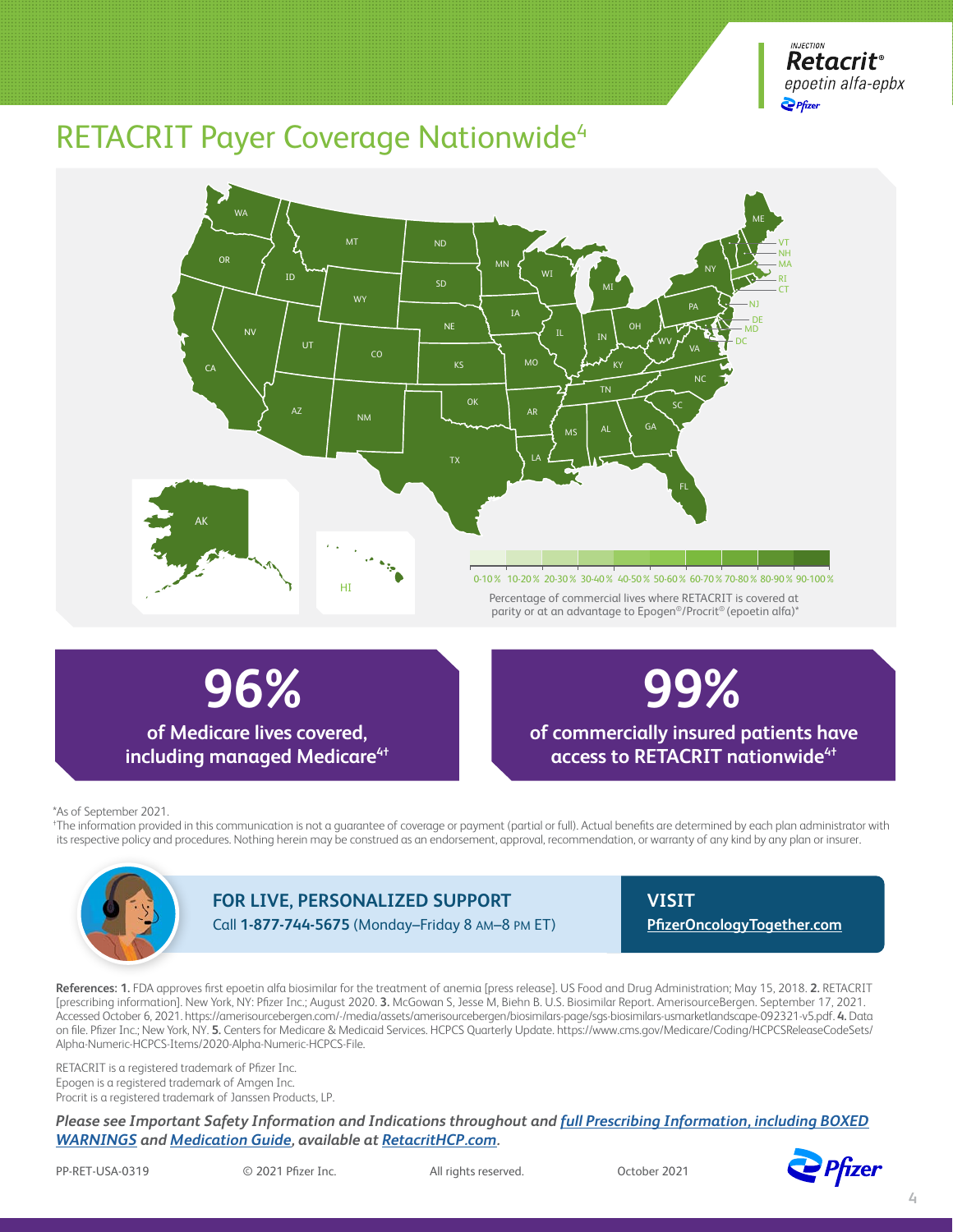INJECTION
**Retacrit®**
epoetin alfa-epbx
Pfizer

# RETACRIT Payer Coverage Nationwide[4]

WA
OR
CA
ID
NV
MT
WY
UT
AZ
CO
NM
ND
SD
NE
KS
OK
TX
MN
IA
MO
AR
LA
WI
IL
MI
IN
OH
KY
TN
MS
AL
GA
FL
SC
NC
VA
WV
PA
NY
ME
VT
NH
MA
RI
CT
NJ
DE
MD
DC
AK
HI

0-10% 10-20% 20-30% 30-40% 40-50% 50-60% 60-70% 70-80% 80-90% 90-100%

Percentage of commercial lives where RETACRIT is covered at parity or at an advantage to Epogen®/Procrit® (epoetin alfa)*

**96%**
**of Medicare lives covered, including managed Medicare[4†]**

**99%**
**of commercially insured patients have access to RETACRIT nationwide[4†]**

*As of September 2021.
†The information provided in this communication is not a guarantee of coverage or payment (partial or full). Actual benefits are determined by each plan administrator with its respective policy and procedures. Nothing herein may be construed as an endorsement, approval, recommendation, or warranty of any kind by any plan or insurer.

**FOR LIVE, PERSONALIZED SUPPORT**
Call **1-877-744-5675** (Monday–Friday 8 AM–8 PM ET)

**VISIT**
**PfizerOncologyTogether.com**

**References: 1.** FDA approves first epoetin alfa biosimilar for the treatment of anemia [press release]. US Food and Drug Administration; May 15, 2018. **2.** RETACRIT [prescribing information]. New York, NY: Pfizer Inc.; August 2020. **3.** McGowan S, Jesse M, Biehn B. U.S. Biosimilar Report. AmerisourceBergen. September 17, 2021. Accessed October 6, 2021. https://amerisourcebergen.com/-/media/assets/amerisourcebergen/biosimilars-page/sgs-biosimilars-usmarketlandscape-092321-v5.pdf. **4.** Data on file. Pfizer Inc.; New York, NY. **5.** Centers for Medicare & Medicaid Services. HCPCS Quarterly Update. https://www.cms.gov/Medicare/Coding/HCPCSReleaseCodeSets/Alpha-Numeric-HCPCS-Items/2020-Alpha-Numeric-HCPCS-File.

RETACRIT is a registered trademark of Pfizer Inc.
Epogen is a registered trademark of Amgen Inc.
Procrit is a registered trademark of Janssen Products, LP.

***Please see Important Safety Information and Indications throughout and full Prescribing Information, including BOXED WARNINGS and Medication Guide, available at RetacritHCP.com.***

PP-RET-USA-0319 © 2021 Pfizer Inc. All rights reserved. October 2021